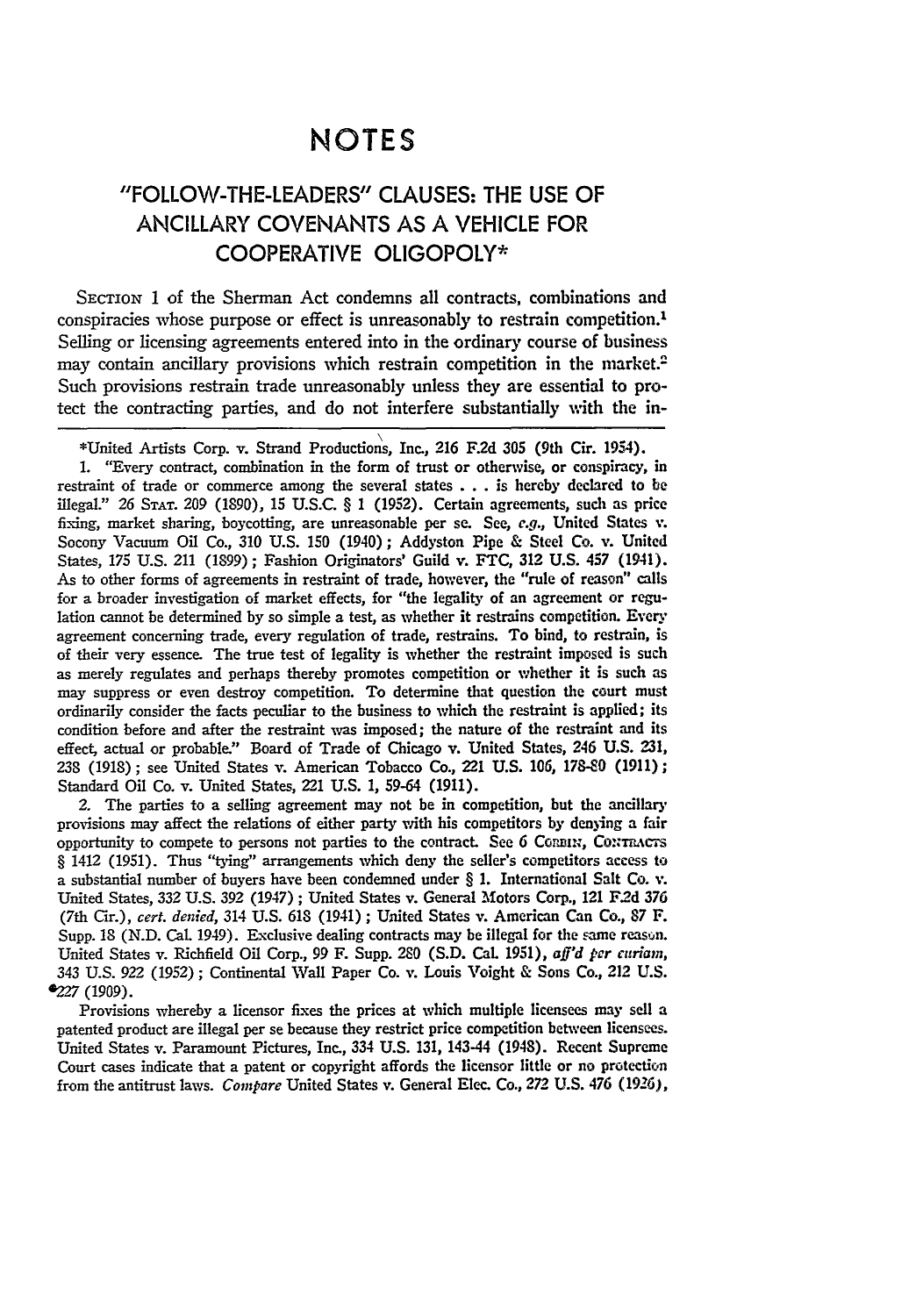# NOTES

## "FOLLOW-THE-LEADERS" CLAUSES: THE USE OF ANCILLARY COVENANTS AS A VEHICLE FOR COOPERATIVE OLIGOPOLY*

SECTION 1 of the Sherman Act condemns all contracts, combinations and conspiracies whose purpose or effect is unreasonably to restrain competition.[1] Selling or licensing agreements entered into in the ordinary course of business may contain ancillary provisions which restrain competition in the market.[2] Such provisions restrain trade unreasonably unless they are essential to protect the contracting parties, and do not interfere substantially with the in-

---

*United Artists Corp. v. Strand Productions, Inc., 216 F.2d 305 (9th Cir. 1954).

1. "Every contract, combination in the form of trust or otherwise, or conspiracy, in restraint of trade or commerce among the several states . . . is hereby declared to be illegal." 26 STAT. 209 (1890), 15 U.S.C. § 1 (1952). Certain agreements, such as price fixing, market sharing, boycotting, are unreasonable per se. See, *e.g.*, United States v. Socony Vacuum Oil Co., 310 U.S. 150 (1940); Addyston Pipe & Steel Co. v. United States, 175 U.S. 211 (1899); Fashion Originators' Guild v. FTC, 312 U.S. 457 (1941). As to other forms of agreements in restraint of trade, however, the "rule of reason" calls for a broader investigation of market effects, for "the legality of an agreement or regulation cannot be determined by so simple a test, as whether it restrains competition. Every agreement concerning trade, every regulation of trade, restrains. To bind, to restrain, is of their very essence. The true test of legality is whether the restraint imposed is such as merely regulates and perhaps thereby promotes competition or whether it is such as may suppress or even destroy competition. To determine that question the court must ordinarily consider the facts peculiar to the business to which the restraint is applied; its condition before and after the restraint was imposed; the nature of the restraint and its effect, actual or probable." Board of Trade of Chicago v. United States, 246 U.S. 231, 238 (1918); see United States v. American Tobacco Co., 221 U.S. 106, 178-80 (1911); Standard Oil Co. v. United States, 221 U.S. 1, 59-64 (1911).

2. The parties to a selling agreement may not be in competition, but the ancillary provisions may affect the relations of either party with his competitors by denying a fair opportunity to compete to persons not parties to the contract. See 6 CORBIN, CONTRACTS § 1412 (1951). Thus "tying" arrangements which deny the seller's competitors access to a substantial number of buyers have been condemned under § 1. International Salt Co. v. United States, 332 U.S. 392 (1947); United States v. General Motors Corp., 121 F.2d 376 (7th Cir.), *cert. denied*, 314 U.S. 618 (1941); United States v. American Can Co., 87 F. Supp. 18 (N.D. Cal. 1949). Exclusive dealing contracts may be illegal for the same reason. United States v. Richfield Oil Corp., 99 F. Supp. 280 (S.D. Cal. 1951), *aff'd per curiam*, 343 U.S. 922 (1952); Continental Wall Paper Co. v. Louis Voight & Sons Co., 212 U.S. 227 (1909).

Provisions whereby a licensor fixes the prices at which multiple licensees may sell a patented product are illegal per se because they restrict price competition between licensees. United States v. Paramount Pictures, Inc., 334 U.S. 131, 143-44 (1948). Recent Supreme Court cases indicate that a patent or copyright affords the licensor little or no protection from the antitrust laws. *Compare* United States v. General Elec. Co., 272 U.S. 476 (1926),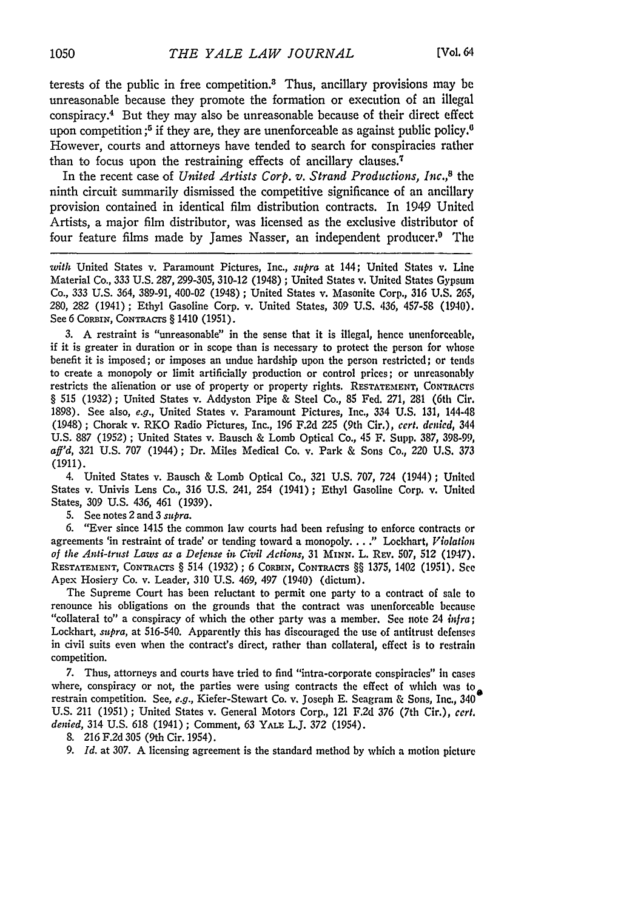terests of the public in free competition.[3] Thus, ancillary provisions may be unreasonable because they promote the formation or execution of an illegal conspiracy.[4] But they may also be unreasonable because of their direct effect upon competition;[5] if they are, they are unenforceable as against public policy.[6] However, courts and attorneys have tended to search for conspiracies rather than to focus upon the restraining effects of ancillary clauses.[7]

In the recent case of *United Artists Corp. v. Strand Productions, Inc.*,[8] the ninth circuit summarily dismissed the competitive significance of an ancillary provision contained in identical film distribution contracts. In 1949 United Artists, a major film distributor, was licensed as the exclusive distributor of four feature films made by James Nasser, an independent producer.[9] The

---

*with* United States v. Paramount Pictures, Inc., *supra* at 144; United States v. Line Material Co., 333 U.S. 287, 299-305, 310-12 (1948); United States v. United States Gypsum Co., 333 U.S. 364, 389-91, 400-02 (1948); United States v. Masonite Corp., 316 U.S. 265, 280, 282 (1941); Ethyl Gasoline Corp. v. United States, 309 U.S. 436, 457-58 (1940). See 6 Corbin, Contracts § 1410 (1951).

3. A restraint is "unreasonable" in the sense that it is illegal, hence unenforceable, if it is greater in duration or in scope than is necessary to protect the person for whose benefit it is imposed; or imposes an undue hardship upon the person restricted; or tends to create a monopoly or limit artificially production or control prices; or unreasonably restricts the alienation or use of property or property rights. Restatement, Contracts § 515 (1932); United States v. Addyston Pipe & Steel Co., 85 Fed. 271, 281 (6th Cir. 1898). See also, *e.g.*, United States v. Paramount Pictures, Inc., 334 U.S. 131, 144-48 (1948); Chorak v. RKO Radio Pictures, Inc., 196 F.2d 225 (9th Cir.), *cert. denied*, 344 U.S. 887 (1952); United States v. Bausch & Lomb Optical Co., 45 F. Supp. 387, 398-99, *aff'd*, 321 U.S. 707 (1944); Dr. Miles Medical Co. v. Park & Sons Co., 220 U.S. 373 (1911).

4. United States v. Bausch & Lomb Optical Co., 321 U.S. 707, 724 (1944); United States v. Univis Lens Co., 316 U.S. 241, 254 (1941); Ethyl Gasoline Corp. v. United States, 309 U.S. 436, 461 (1939).

5. See notes 2 and 3 *supra*.

6. "Ever since 1415 the common law courts had been refusing to enforce contracts or agreements 'in restraint of trade' or tending toward a monopoly. . . ." Lockhart, *Violation of the Anti-trust Laws as a Defense in Civil Actions*, 31 Minn. L. Rev. 507, 512 (1947). Restatement, Contracts § 514 (1932); 6 Corbin, Contracts §§ 1375, 1402 (1951). See Apex Hosiery Co. v. Leader, 310 U.S. 469, 497 (1940) (dictum).

The Supreme Court has been reluctant to permit one party to a contract of sale to renounce his obligations on the grounds that the contract was unenforceable because "collateral to" a conspiracy of which the other party was a member. See note 24 *infra*; Lockhart, *supra*, at 516-540. Apparently this has discouraged the use of antitrust defenses in civil suits even when the contract's direct, rather than collateral, effect is to restrain competition.

7. Thus, attorneys and courts have tried to find "intra-corporate conspiracies" in cases where, conspiracy or not, the parties were using contracts the effect of which was to restrain competition. See, *e.g.*, Kiefer-Stewart Co. v. Joseph E. Seagram & Sons, Inc., 340 U.S. 211 (1951); United States v. General Motors Corp., 121 F.2d 376 (7th Cir.), *cert. denied*, 314 U.S. 618 (1941); Comment, 63 Yale L.J. 372 (1954).

8. 216 F.2d 305 (9th Cir. 1954).

9. *Id.* at 307. A licensing agreement is the standard method by which a motion picture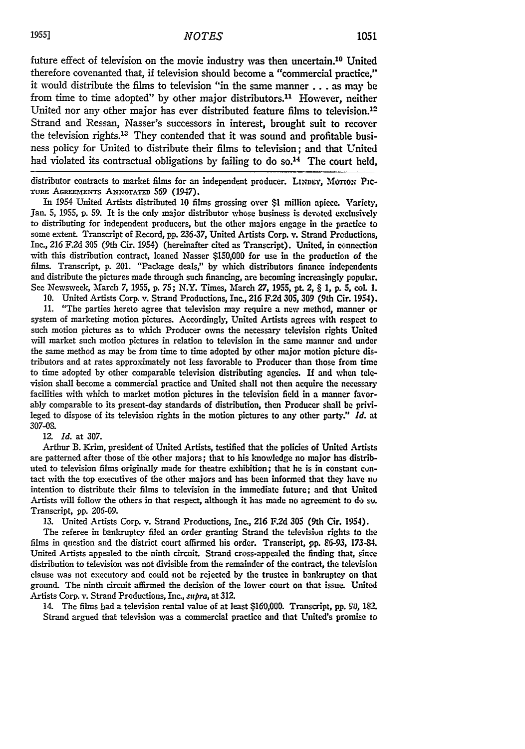future effect of television on the movie industry was then uncertain.[10] United therefore covenanted that, if television should become a "commercial practice," it would distribute the films to television "in the same manner . . . as may be from time to time adopted" by other major distributors.[11] However, neither United nor any other major has ever distributed feature films to television.[12] Strand and Ressan, Nasser's successors in interest, brought suit to recover the television rights.[13] They contended that it was sound and profitable business policy for United to distribute their films to television; and that United had violated its contractual obligations by failing to do so.[14] The court held,

---

distributor contracts to market films for an independent producer. LINDEY, MOTION PICTURE AGREEMENTS ANNOTATED 569 (1947).

In 1954 United Artists distributed 10 films grossing over $1 million apiece. Variety, Jan. 5, 1955, p. 59. It is the only major distributor whose business is devoted exclusively to distributing for independent producers, but the other majors engage in the practice to some extent. Transcript of Record, pp. 236-37, United Artists Corp. v. Strand Productions, Inc., 216 F.2d 305 (9th Cir. 1954) (hereinafter cited as Transcript). United, in connection with this distribution contract, loaned Nasser $150,000 for use in the production of the films. Transcript, p. 201. "Package deals," by which distributors finance independents and distribute the pictures made through such financing, are becoming increasingly popular. See Newsweek, March 7, 1955, p. 75; N.Y. Times, March 27, 1955, pt. 2, § 1, p. 5, col. 1.

10. United Artists Corp. v. Strand Productions, Inc., 216 F.2d 305, 309 (9th Cir. 1954).

11. "The parties hereto agree that television may require a new method, manner or system of marketing motion pictures. Accordingly, United Artists agrees with respect to such motion pictures as to which Producer owns the necessary television rights United will market such motion pictures in relation to television in the same manner and under the same method as may be from time to time adopted by other major motion picture distributors and at rates approximately not less favorable to Producer than those from time to time adopted by other comparable television distributing agencies. If and when television shall become a commercial practice and United shall not then acquire the necessary facilities with which to market motion pictures in the television field in a manner favorably comparable to its present-day standards of distribution, then Producer shall be privileged to dispose of its television rights in the motion pictures to any other party." *Id.* at 307-08.

12. *Id.* at 307.

Arthur B. Krim, president of United Artists, testified that the policies of United Artists are patterned after those of the other majors; that to his knowledge no major has distributed to television films originally made for theatre exhibition; that he is in constant contact with the top executives of the other majors and has been informed that they have no intention to distribute their films to television in the immediate future; and that United Artists will follow the others in that respect, although it has made no agreement to do so. Transcript, pp. 206-09.

13. United Artists Corp. v. Strand Productions, Inc., 216 F.2d 305 (9th Cir. 1954).

The referee in bankruptcy filed an order granting Strand the television rights to the films in question and the district court affirmed his order. Transcript, pp. 86-93, 173-84. United Artists appealed to the ninth circuit. Strand cross-appealed the finding that, since distribution to television was not divisible from the remainder of the contract, the television clause was not executory and could not be rejected by the trustee in bankruptcy on that ground. The ninth circuit affirmed the decision of the lower court on that issue. United Artists Corp. v. Strand Productions, Inc., *supra*, at 312.

14. The films had a television rental value of at least $160,000. Transcript, pp. 90, 182. Strand argued that television was a commercial practice and that United's promise to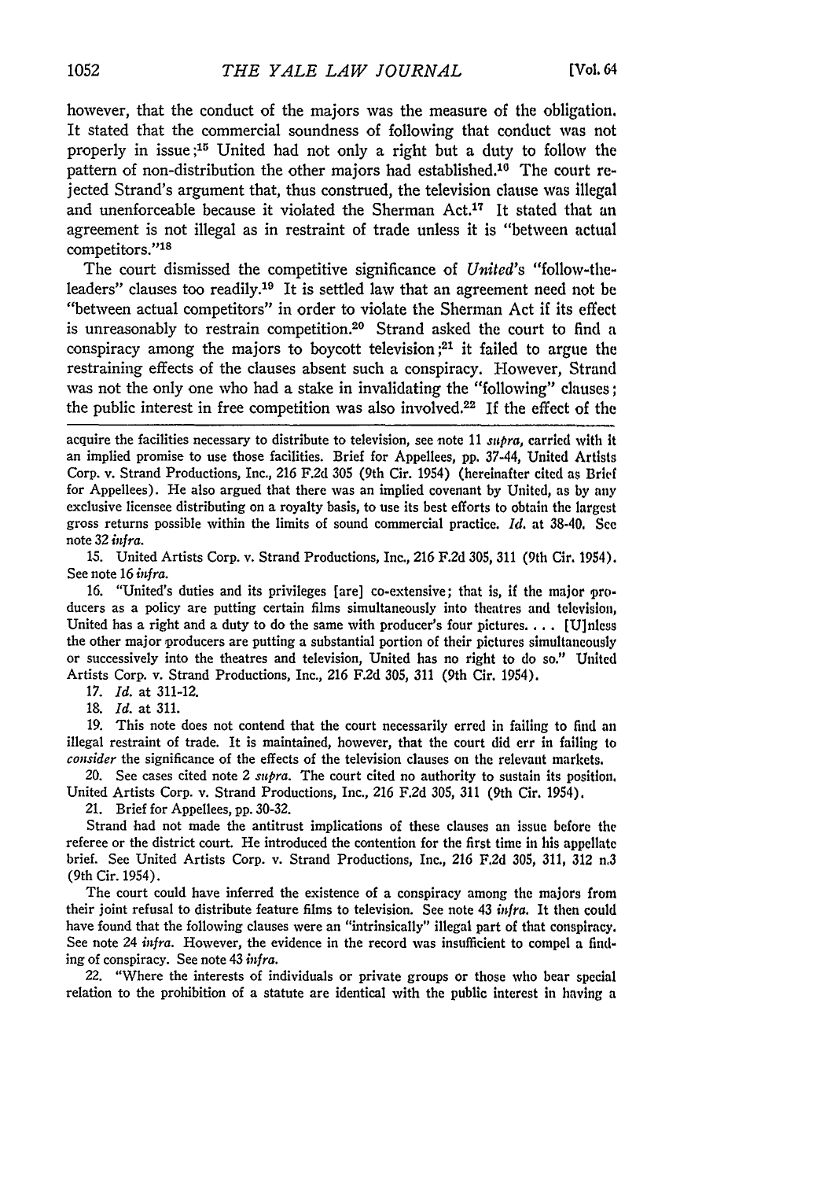however, that the conduct of the majors was the measure of the obligation. It stated that the commercial soundness of following that conduct was not properly in issue;[15] United had not only a right but a duty to follow the pattern of non-distribution the other majors had established.[16] The court rejected Strand's argument that, thus construed, the television clause was illegal and unenforceable because it violated the Sherman Act.[17] It stated that an agreement is not illegal as in restraint of trade unless it is "between actual competitors."[18]

The court dismissed the competitive significance of *United's* "follow-the-leaders" clauses too readily.[19] It is settled law that an agreement need not be "between actual competitors" in order to violate the Sherman Act if its effect is unreasonably to restrain competition.[20] Strand asked the court to find a conspiracy among the majors to boycott television;[21] it failed to argue the restraining effects of the clauses absent such a conspiracy. However, Strand was not the only one who had a stake in invalidating the "following" clauses; the public interest in free competition was also involved.[22] If the effect of the

---

acquire the facilities necessary to distribute to television, see note 11 *supra*, carried with it an implied promise to use those facilities. Brief for Appellees, pp. 37-44, United Artists Corp. v. Strand Productions, Inc., 216 F.2d 305 (9th Cir. 1954) (hereinafter cited as Brief for Appellees). He also argued that there was an implied covenant by United, as by any exclusive licensee distributing on a royalty basis, to use its best efforts to obtain the largest gross returns possible within the limits of sound commercial practice. *Id.* at 38-40. See note 32 *infra*.

15. United Artists Corp. v. Strand Productions, Inc., 216 F.2d 305, 311 (9th Cir. 1954). See note 16 *infra*.

16. "United's duties and its privileges [are] co-extensive; that is, if the major producers as a policy are putting certain films simultaneously into theatres and television, United has a right and a duty to do the same with producer's four pictures. . . . [U]nless the other major producers are putting a substantial portion of their pictures simultaneously or successively into the theatres and television, United has no right to do so." United Artists Corp. v. Strand Productions, Inc., 216 F.2d 305, 311 (9th Cir. 1954).

17. *Id.* at 311-12.

18. *Id.* at 311.

19. This note does not contend that the court necessarily erred in failing to find an illegal restraint of trade. It is maintained, however, that the court did err in failing to *consider* the significance of the effects of the television clauses on the relevant markets.

20. See cases cited note 2 *supra*. The court cited no authority to sustain its position. United Artists Corp. v. Strand Productions, Inc., 216 F.2d 305, 311 (9th Cir. 1954).

21. Brief for Appellees, pp. 30-32.

Strand had not made the antitrust implications of these clauses an issue before the referee or the district court. He introduced the contention for the first time in his appellate brief. See United Artists Corp. v. Strand Productions, Inc., 216 F.2d 305, 311, 312 n.3 (9th Cir. 1954).

The court could have inferred the existence of a conspiracy among the majors from their joint refusal to distribute feature films to television. See note 43 *infra*. It then could have found that the following clauses were an "intrinsically" illegal part of that conspiracy. See note 24 *infra*. However, the evidence in the record was insufficient to compel a finding of conspiracy. See note 43 *infra*.

22. "Where the interests of individuals or private groups or those who bear special relation to the prohibition of a statute are identical with the public interest in having a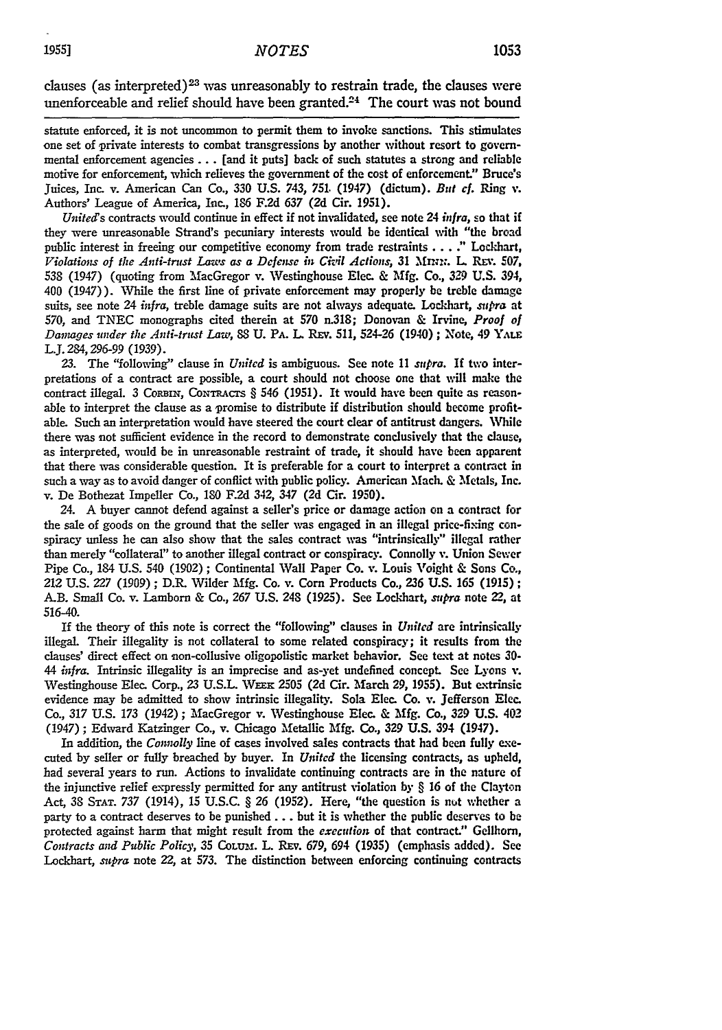clauses (as interpreted)[23] was unreasonably to restrain trade, the clauses were unenforceable and relief should have been granted.[24] The court was not bound

statute enforced, it is not uncommon to permit them to invoke sanctions. This stimulates one set of private interests to combat transgressions by another without resort to governmental enforcement agencies . . . [and it puts] back of such statutes a strong and reliable motive for enforcement, which relieves the government of the cost of enforcement." Bruce's Juices, Inc. v. American Can Co., 330 U.S. 743, 751 (1947) (dictum). *But cf.* Ring v. Authors' League of America, Inc., 186 F.2d 637 (2d Cir. 1951).

*United*'s contracts would continue in effect if not invalidated, see note 24 *infra*, so that if they were unreasonable Strand's pecuniary interests would be identical with "the broad public interest in freeing our competitive economy from trade restraints . . . ." Lockhart, *Violations of the Anti-trust Laws as a Defense in Civil Actions*, 31 Minn. L. Rev. 507, 538 (1947) (quoting from MacGregor v. Westinghouse Elec. & Mfg. Co., 329 U.S. 394, 400 (1947)). While the first line of private enforcement may properly be treble damage suits, see note 24 *infra*, treble damage suits are not always adequate. Lockhart, *supra* at 570, and TNEC monographs cited therein at 570 n.318; Donovan & Irvine, *Proof of Damages under the Anti-trust Law*, 88 U. Pa. L. Rev. 511, 524-26 (1940); Note, 49 Yale L.J. 284, 296-99 (1939).

23. The "following" clause in *United* is ambiguous. See note 11 *supra*. If two interpretations of a contract are possible, a court should not choose one that will make the contract illegal. 3 Corbin, Contracts § 546 (1951). It would have been quite as reasonable to interpret the clause as a promise to distribute if distribution should become profitable. Such an interpretation would have steered the court clear of antitrust dangers. While there was not sufficient evidence in the record to demonstrate conclusively that the clause, as interpreted, would be in unreasonable restraint of trade, it should have been apparent that there was considerable question. It is preferable for a court to interpret a contract in such a way as to avoid danger of conflict with public policy. American Mach. & Metals, Inc. v. De Bothezat Impeller Co., 180 F.2d 342, 347 (2d Cir. 1950).

24. A buyer cannot defend against a seller's price or damage action on a contract for the sale of goods on the ground that the seller was engaged in an illegal price-fixing conspiracy unless he can also show that the sales contract was "intrinsically" illegal rather than merely "collateral" to another illegal contract or conspiracy. Connolly v. Union Sewer Pipe Co., 184 U.S. 540 (1902); Continental Wall Paper Co. v. Louis Voight & Sons Co., 212 U.S. 227 (1909); D.R. Wilder Mfg. Co. v. Corn Products Co., 236 U.S. 165 (1915); A.B. Small Co. v. Lamborn & Co., 267 U.S. 248 (1925). See Lockhart, *supra* note 22, at 516-40.

If the theory of this note is correct the "following" clauses in *United* are intrinsically illegal. Their illegality is not collateral to some related conspiracy; it results from the clauses' direct effect on non-collusive oligopolistic market behavior. See text at notes 30-44 *infra*. Intrinsic illegality is an imprecise and as-yet undefined concept. See Lyons v. Westinghouse Elec. Corp., 23 U.S.L. Week 2505 (2d Cir. March 29, 1955). But extrinsic evidence may be admitted to show intrinsic illegality. Sola Elec. Co. v. Jefferson Elec. Co., 317 U.S. 173 (1942); MacGregor v. Westinghouse Elec. & Mfg. Co., 329 U.S. 402 (1947); Edward Katzinger Co., v. Chicago Metallic Mfg. Co., 329 U.S. 394 (1947).

In addition, the *Connolly* line of cases involved sales contracts that had been fully executed by seller or fully breached by buyer. In *United* the licensing contracts, as upheld, had several years to run. Actions to invalidate continuing contracts are in the nature of the injunctive relief expressly permitted for any antitrust violation by § 16 of the Clayton Act, 38 Stat. 737 (1914), 15 U.S.C. § 26 (1952). Here, "the question is not whether a party to a contract deserves to be punished . . . but it is whether the public deserves to be protected against harm that might result from the *execution* of that contract." Gellhorn, *Contracts and Public Policy*, 35 Colum. L. Rev. 679, 694 (1935) (emphasis added). See Lockhart, *supra* note 22, at 573. The distinction between enforcing continuing contracts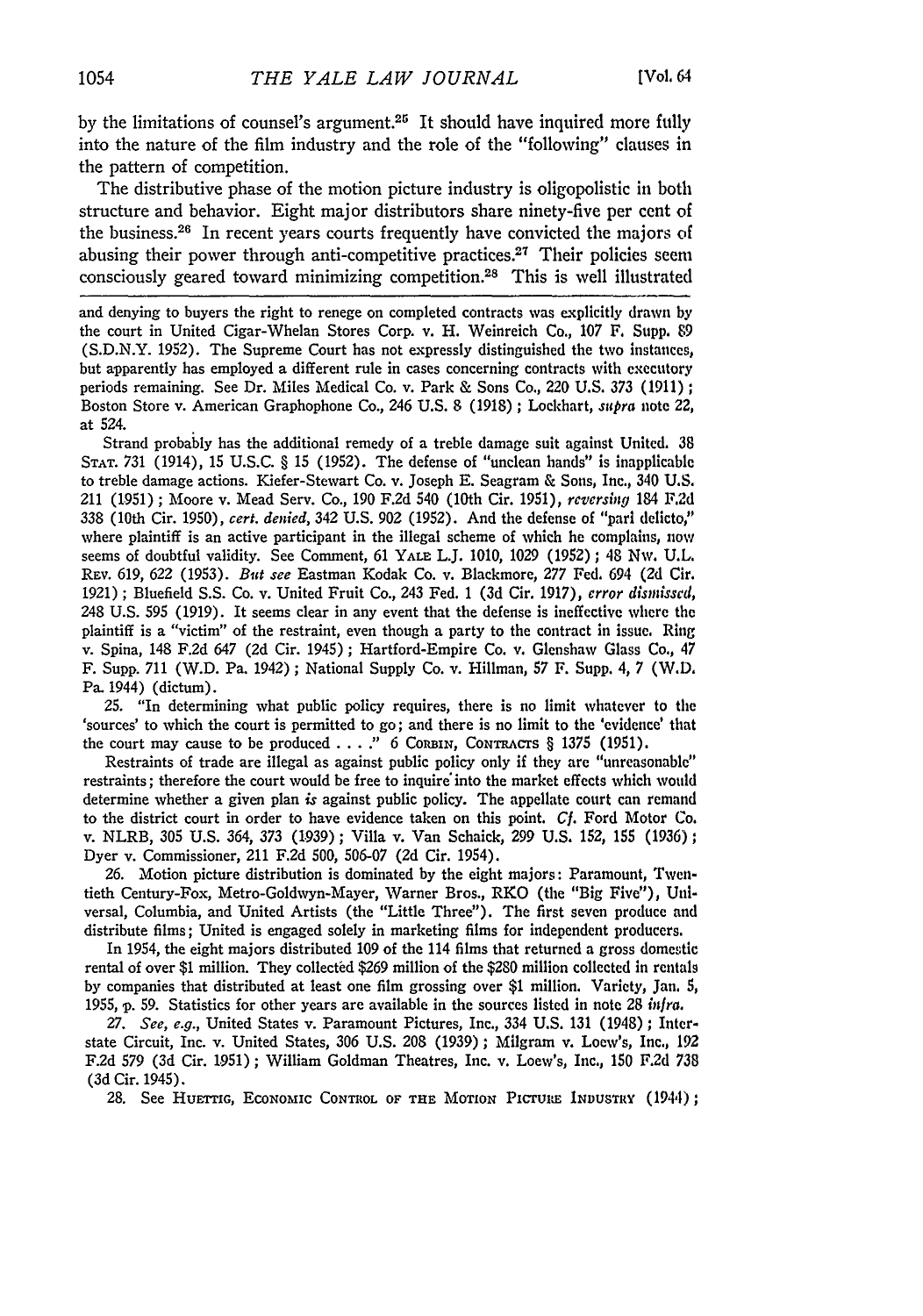by the limitations of counsel's argument.[25] It should have inquired more fully into the nature of the film industry and the role of the "following" clauses in the pattern of competition.

The distributive phase of the motion picture industry is oligopolistic in both structure and behavior. Eight major distributors share ninety-five per cent of the business.[26] In recent years courts frequently have convicted the majors of abusing their power through anti-competitive practices.[27] Their policies seem consciously geared toward minimizing competition.[28] This is well illustrated

---

and denying to buyers the right to renege on completed contracts was explicitly drawn by the court in United Cigar-Whelan Stores Corp. v. H. Weinreich Co., 107 F. Supp. 89 (S.D.N.Y. 1952). The Supreme Court has not expressly distinguished the two instances, but apparently has employed a different rule in cases concerning contracts with executory periods remaining. See Dr. Miles Medical Co. v. Park & Sons Co., 220 U.S. 373 (1911); Boston Store v. American Graphophone Co., 246 U.S. 8 (1918); Lockhart, *supra* note 22, at 524.

Strand probably has the additional remedy of a treble damage suit against United. 38 STAT. 731 (1914), 15 U.S.C. § 15 (1952). The defense of "unclean hands" is inapplicable to treble damage actions. Kiefer-Stewart Co. v. Joseph E. Seagram & Sons, Inc., 340 U.S. 211 (1951); Moore v. Mead Serv. Co., 190 F.2d 540 (10th Cir. 1951), *reversing* 184 F.2d 338 (10th Cir. 1950), *cert. denied*, 342 U.S. 902 (1952). And the defense of "pari delicto," where plaintiff is an active participant in the illegal scheme of which he complains, now seems of doubtful validity. See Comment, 61 YALE L.J. 1010, 1029 (1952); 48 NW. U.L. REV. 619, 622 (1953). *But see* Eastman Kodak Co. v. Blackmore, 277 Fed. 694 (2d Cir. 1921); Bluefield S.S. Co. v. United Fruit Co., 243 Fed. 1 (3d Cir. 1917), *error dismissed*, 248 U.S. 595 (1919). It seems clear in any event that the defense is ineffective where the plaintiff is a "victim" of the restraint, even though a party to the contract in issue. Ring v. Spina, 148 F.2d 647 (2d Cir. 1945); Hartford-Empire Co. v. Glenshaw Glass Co., 47 F. Supp. 711 (W.D. Pa. 1942); National Supply Co. v. Hillman, 57 F. Supp. 4, 7 (W.D. Pa. 1944) (dictum).

25. "In determining what public policy requires, there is no limit whatever to the 'sources' to which the court is permitted to go; and there is no limit to the 'evidence' that the court may cause to be produced . . . ." 6 CORBIN, CONTRACTS § 1375 (1951).

Restraints of trade are illegal as against public policy only if they are "unreasonable" restraints; therefore the court would be free to inquire into the market effects which would determine whether a given plan *is* against public policy. The appellate court can remand to the district court in order to have evidence taken on this point. *Cf.* Ford Motor Co. v. NLRB, 305 U.S. 364, 373 (1939); Villa v. Van Schaick, 299 U.S. 152, 155 (1936); Dyer v. Commissioner, 211 F.2d 500, 506-07 (2d Cir. 1954).

26. Motion picture distribution is dominated by the eight majors: Paramount, Twentieth Century-Fox, Metro-Goldwyn-Mayer, Warner Bros., RKO (the "Big Five"), Universal, Columbia, and United Artists (the "Little Three"). The first seven produce and distribute films; United is engaged solely in marketing films for independent producers.

In 1954, the eight majors distributed 109 of the 114 films that returned a gross domestic rental of over $1 million. They collected $269 million of the $280 million collected in rentals by companies that distributed at least one film grossing over $1 million. Variety, Jan. 5, 1955, p. 59. Statistics for other years are available in the sources listed in note 28 *infra*.

27. *See, e.g.*, United States v. Paramount Pictures, Inc., 334 U.S. 131 (1948); Interstate Circuit, Inc. v. United States, 306 U.S. 208 (1939); Milgram v. Loew's, Inc., 192 F.2d 579 (3d Cir. 1951); William Goldman Theatres, Inc. v. Loew's, Inc., 150 F.2d 738 (3d Cir. 1945).

28. See HUETTIG, ECONOMIC CONTROL OF THE MOTION PICTURE INDUSTRY (1944);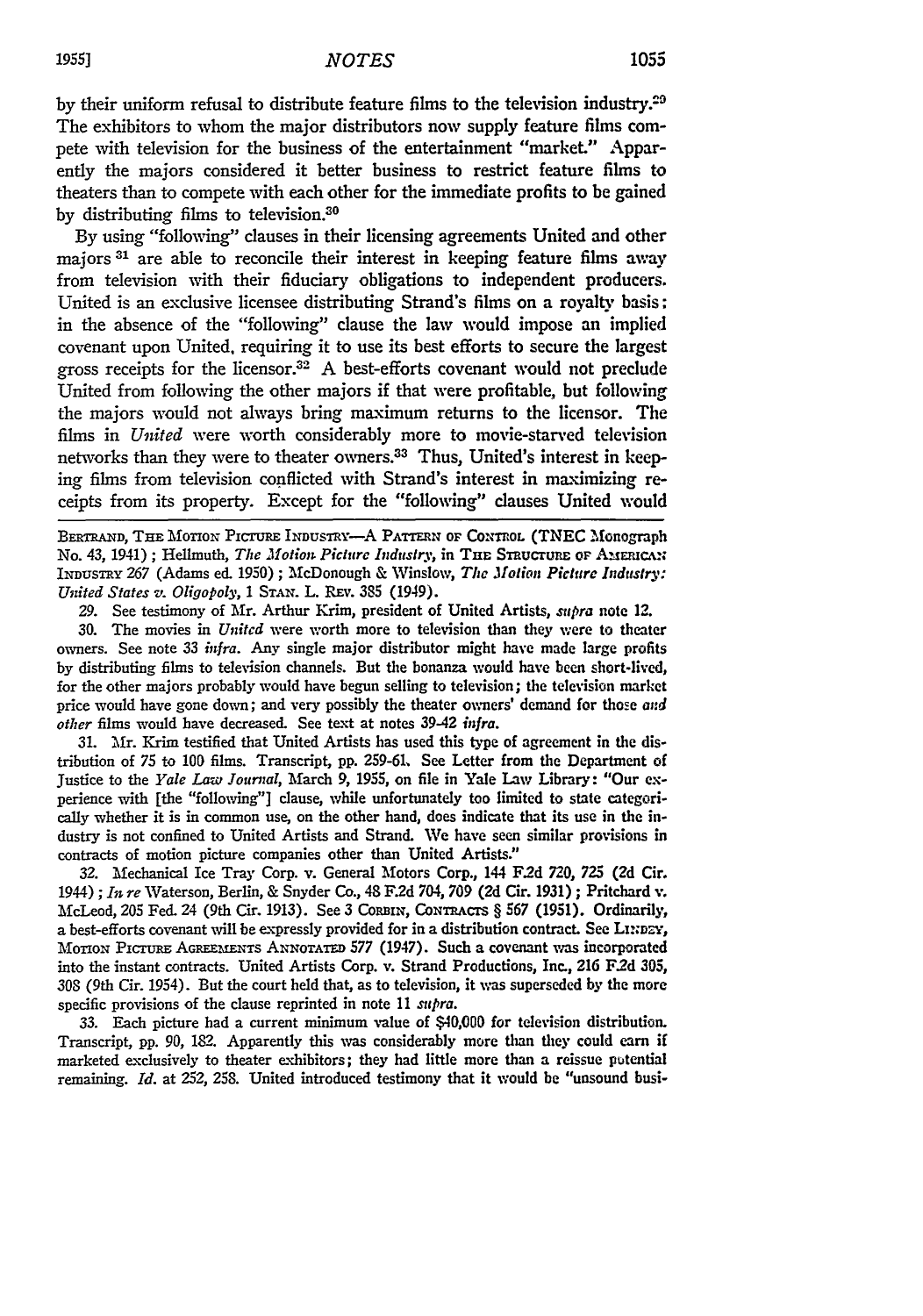by their uniform refusal to distribute feature films to the television industry.[29] The exhibitors to whom the major distributors now supply feature films compete with television for the business of the entertainment "market." Apparently the majors considered it better business to restrict feature films to theaters than to compete with each other for the immediate profits to be gained by distributing films to television.[30]

By using "following" clauses in their licensing agreements United and other majors [31] are able to reconcile their interest in keeping feature films away from television with their fiduciary obligations to independent producers. United is an exclusive licensee distributing Strand's films on a royalty basis: in the absence of the "following" clause the law would impose an implied covenant upon United, requiring it to use its best efforts to secure the largest gross receipts for the licensor.[32] A best-efforts covenant would not preclude United from following the other majors if that were profitable, but following the majors would not always bring maximum returns to the licensor. The films in *United* were worth considerably more to movie-starved television networks than they were to theater owners.[33] Thus, United's interest in keeping films from television conflicted with Strand's interest in maximizing receipts from its property. Except for the "following" clauses United would

---

BERTRAND, THE MOTION PICTURE INDUSTRY—A PATTERN OF CONTROL (TNEC Monograph No. 43, 1941); Hellmuth, *The Motion Picture Industry*, in THE STRUCTURE OF AMERICAN INDUSTRY 267 (Adams ed. 1950); McDonough & Winslow, *The Motion Picture Industry: United States v. Oligopoly*, 1 STAN. L. REV. 385 (1949).

29. See testimony of Mr. Arthur Krim, president of United Artists, *supra* note 12.

30. The movies in *United* were worth more to television than they were to theater owners. See note 33 *infra*. Any single major distributor might have made large profits by distributing films to television channels. But the bonanza would have been short-lived, for the other majors probably would have begun selling to television; the television market price would have gone down; and very possibly the theater owners' demand for those *and other* films would have decreased. See text at notes 39-42 *infra*.

31. Mr. Krim testified that United Artists has used this type of agreement in the distribution of 75 to 100 films. Transcript, pp. 259-61. See Letter from the Department of Justice to the *Yale Law Journal*, March 9, 1955, on file in Yale Law Library: "Our experience with [the "following"] clause, while unfortunately too limited to state categorically whether it is in common use, on the other hand, does indicate that its use in the industry is not confined to United Artists and Strand. We have seen similar provisions in contracts of motion picture companies other than United Artists."

32. Mechanical Ice Tray Corp. v. General Motors Corp., 144 F.2d 720, 725 (2d Cir. 1944); *In re* Waterson, Berlin, & Snyder Co., 48 F.2d 704, 709 (2d Cir. 1931); Pritchard v. McLeod, 205 Fed. 24 (9th Cir. 1913). See 3 CORBIN, CONTRACTS § 567 (1951). Ordinarily, a best-efforts covenant will be expressly provided for in a distribution contract. See LINDEY, MOTION PICTURE AGREEMENTS ANNOTATED 577 (1947). Such a covenant was incorporated into the instant contracts. United Artists Corp. v. Strand Productions, Inc., 216 F.2d 305, 308 (9th Cir. 1954). But the court held that, as to television, it was superseded by the more specific provisions of the clause reprinted in note 11 *supra*.

33. Each picture had a current minimum value of $40,000 for television distribution. Transcript, pp. 90, 182. Apparently this was considerably more than they could earn if marketed exclusively to theater exhibitors; they had little more than a reissue potential remaining. *Id.* at 252, 258. United introduced testimony that it would be "unsound busi-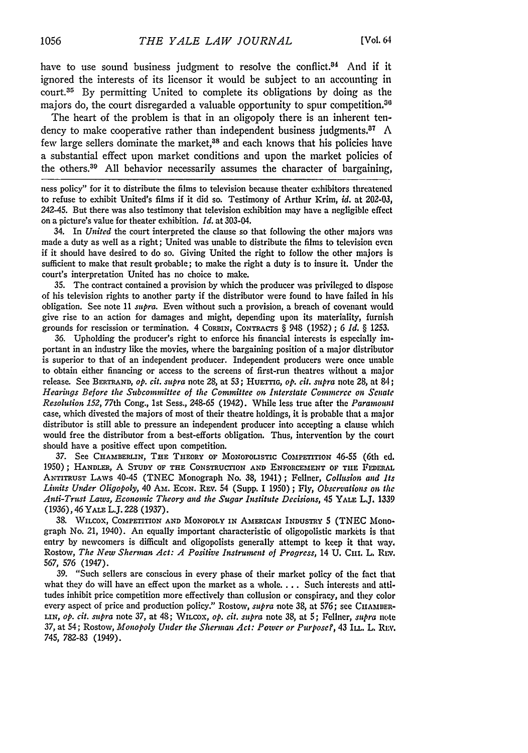have to use sound business judgment to resolve the conflict.[34] And if it ignored the interests of its licensor it would be subject to an accounting in court.[35] By permitting United to complete its obligations by doing as the majors do, the court disregarded a valuable opportunity to spur competition.[36]

The heart of the problem is that in an oligopoly there is an inherent tendency to make cooperative rather than independent business judgments.[37] A few large sellers dominate the market,[38] and each knows that his policies have a substantial effect upon market conditions and upon the market policies of the others.[39] All behavior necessarily assumes the character of bargaining,

---

ness policy" for it to distribute the films to television because theater exhibitors threatened to refuse to exhibit United's films if it did so. Testimony of Arthur Krim, *id.* at 202-03, 242-45. But there was also testimony that television exhibition may have a negligible effect on a picture's value for theater exhibition. *Id.* at 303-04.

34. In *United* the court interpreted the clause so that following the other majors was made a duty as well as a right; United was unable to distribute the films to television even if it should have desired to do so. Giving United the right to follow the other majors is sufficient to make that result probable; to make the right a duty is to insure it. Under the court's interpretation United has no choice to make.

35. The contract contained a provision by which the producer was privileged to dispose of his television rights to another party if the distributor were found to have failed in his obligation. See note 11 *supra*. Even without such a provision, a breach of covenant would give rise to an action for damages and might, depending upon its materiality, furnish grounds for rescission or termination. 4 CORBIN, CONTRACTS § 948 (1952); 6 *Id.* § 1253.

36. Upholding the producer's right to enforce his financial interests is especially important in an industry like the movies, where the bargaining position of a major distributor is superior to that of an independent producer. Independent producers were once unable to obtain either financing or access to the screens of first-run theatres without a major release. See BERTRAND, *op. cit. supra* note 28, at 53; HUETTIG, *op. cit. supra* note 28, at 84; *Hearings Before the Subcommittee of the Committee on Interstate Commerce on Senate Resolution 152*, 77th Cong., 1st Sess., 248-65 (1942). While less true after the *Paramount* case, which divested the majors of most of their theatre holdings, it is probable that a major distributor is still able to pressure an independent producer into accepting a clause which would free the distributor from a best-efforts obligation. Thus, intervention by the court should have a positive effect upon competition.

37. See CHAMBERLIN, THE THEORY OF MONOPOLISTIC COMPETITION 46-55 (6th ed. 1950); HANDLER, A STUDY OF THE CONSTRUCTION AND ENFORCEMENT OF THE FEDERAL ANTITRUST LAWS 40-45 (TNEC Monograph No. 38, 1941); Fellner, *Collusion and Its Limits Under Oligopoly*, 40 AM. ECON. REV. 54 (Supp. I 1950); Fly, *Observations on the Anti-Trust Laws, Economic Theory and the Sugar Institute Decisions*, 45 YALE L.J. 1339 (1936), 46 YALE L.J. 228 (1937).

38. WILCOX, COMPETITION AND MONOPOLY IN AMERICAN INDUSTRY 5 (TNEC Monograph No. 21, 1940). An equally important characteristic of oligopolistic markets is that entry by newcomers is difficult and oligopolists generally attempt to keep it that way. Rostow, *The New Sherman Act: A Positive Instrument of Progress*, 14 U. CHI. L. REV. 567, 576 (1947).

39. "Such sellers are conscious in every phase of their market policy of the fact that what they do will have an effect upon the market as a whole. . . . Such interests and attitudes inhibit price competition more effectively than collusion or conspiracy, and they color every aspect of price and production policy." Rostow, *supra* note 38, at 576; see CHAMBERLIN, *op. cit. supra* note 37, at 48; WILCOX, *op. cit. supra* note 38, at 5; Fellner, *supra* note 37, at 54; Rostow, *Monopoly Under the Sherman Act: Power or Purpose?*, 43 ILL. L. REV. 745, 782-83 (1949).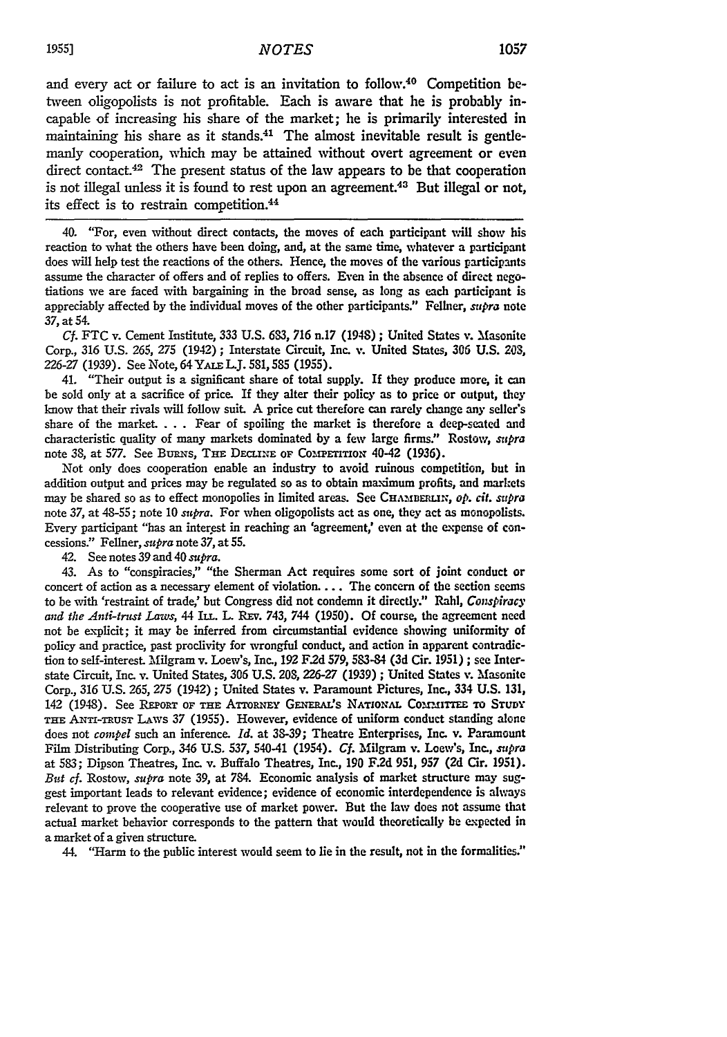and every act or failure to act is an invitation to follow.[40] Competition between oligopolists is not profitable. Each is aware that he is probably incapable of increasing his share of the market; he is primarily interested in maintaining his share as it stands.[41] The almost inevitable result is gentlemanly cooperation, which may be attained without overt agreement or even direct contact.[42] The present status of the law appears to be that cooperation is not illegal unless it is found to rest upon an agreement.[43] But illegal or not, its effect is to restrain competition.[44]

---

40. "For, even without direct contacts, the moves of each participant will show his reaction to what the others have been doing, and, at the same time, whatever a participant does will help test the reactions of the others. Hence, the moves of the various participants assume the character of offers and of replies to offers. Even in the absence of direct negotiations we are faced with bargaining in the broad sense, as long as each participant is appreciably affected by the individual moves of the other participants." Fellner, *supra* note 37, at 54.

*Cf.* FTC v. Cement Institute, 333 U.S. 683, 716 n.17 (1948); United States v. Masonite Corp., 316 U.S. 265, 275 (1942); Interstate Circuit, Inc. v. United States, 306 U.S. 208, 226-27 (1939). See Note, 64 YALE L.J. 581, 585 (1955).

41. "Their output is a significant share of total supply. If they produce more, it can be sold only at a sacrifice of price. If they alter their policy as to price or output, they know that their rivals will follow suit. A price cut therefore can rarely change any seller's share of the market. . . . Fear of spoiling the market is therefore a deep-seated and characteristic quality of many markets dominated by a few large firms." Rostow, *supra* note 38, at 577. See BURNS, THE DECLINE OF COMPETITION 40-42 (1936).

Not only does cooperation enable an industry to avoid ruinous competition, but in addition output and prices may be regulated so as to obtain maximum profits, and markets may be shared so as to effect monopolies in limited areas. See CHAMBERLIN, *op. cit. supra* note 37, at 48-55; note 10 *supra*. For when oligopolists act as one, they act as monopolists. Every participant "has an interest in reaching an 'agreement,' even at the expense of concessions." Fellner, *supra* note 37, at 55.

42. See notes 39 and 40 *supra*.

43. As to "conspiracies," "the Sherman Act requires some sort of joint conduct or concert of action as a necessary element of violation. . . . The concern of the section seems to be with 'restraint of trade,' but Congress did not condemn it directly." Rahl, *Conspiracy and the Anti-trust Laws*, 44 ILL. L. REV. 743, 744 (1950). Of course, the agreement need not be explicit; it may be inferred from circumstantial evidence showing uniformity of policy and practice, past proclivity for wrongful conduct, and action in apparent contradiction to self-interest. Milgram v. Loew's, Inc., 192 F.2d 579, 583-84 (3d Cir. 1951); see Interstate Circuit, Inc. v. United States, 306 U.S. 208, 226-27 (1939); United States v. Masonite Corp., 316 U.S. 265, 275 (1942); United States v. Paramount Pictures, Inc., 334 U.S. 131, 142 (1948). See REPORT OF THE ATTORNEY GENERAL'S NATIONAL COMMITTEE TO STUDY THE ANTI-TRUST LAWS 37 (1955). However, evidence of uniform conduct standing alone does not *compel* such an inference. *Id.* at 38-39; Theatre Enterprises, Inc. v. Paramount Film Distributing Corp., 346 U.S. 537, 540-41 (1954). *Cf.* Milgram v. Loew's, Inc., *supra* at 583; Dipson Theatres, Inc. v. Buffalo Theatres, Inc., 190 F.2d 951, 957 (2d Cir. 1951). *But cf.* Rostow, *supra* note 39, at 784. Economic analysis of market structure may suggest important leads to relevant evidence; evidence of economic interdependence is always relevant to prove the cooperative use of market power. But the law does not assume that actual market behavior corresponds to the pattern that would theoretically be expected in a market of a given structure.

44. "Harm to the public interest would seem to lie in the result, not in the formalities."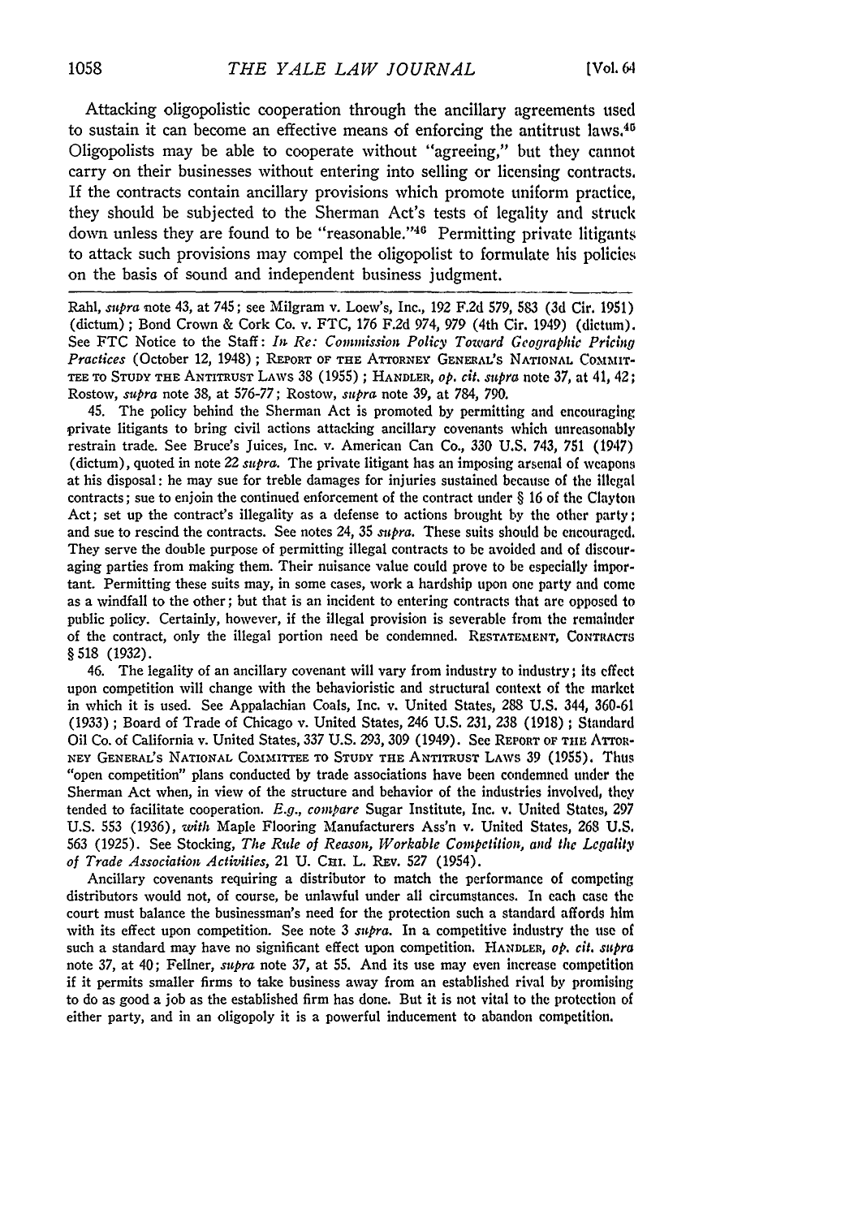Attacking oligopolistic cooperation through the ancillary agreements used to sustain it can become an effective means of enforcing the antitrust laws.[45] Oligopolists may be able to cooperate without "agreeing," but they cannot carry on their businesses without entering into selling or licensing contracts. If the contracts contain ancillary provisions which promote uniform practice, they should be subjected to the Sherman Act's tests of legality and struck down unless they are found to be "reasonable."[46] Permitting private litigants to attack such provisions may compel the oligopolist to formulate his policies on the basis of sound and independent business judgment.

---

Rahl, *supra* note 43, at 745; see Milgram v. Loew's, Inc., 192 F.2d 579, 583 (3d Cir. 1951) (dictum); Bond Crown & Cork Co. v. FTC, 176 F.2d 974, 979 (4th Cir. 1949) (dictum). See FTC Notice to the Staff: *In Re: Commission Policy Toward Geographic Pricing Practices* (October 12, 1948); REPORT OF THE ATTORNEY GENERAL'S NATIONAL COMMITTEE TO STUDY THE ANTITRUST LAWS 38 (1955); HANDLER, *op. cit. supra* note 37, at 41, 42; Rostow, *supra* note 38, at 576-77; Rostow, *supra* note 39, at 784, 790.

45. The policy behind the Sherman Act is promoted by permitting and encouraging private litigants to bring civil actions attacking ancillary covenants which unreasonably restrain trade. See Bruce's Juices, Inc. v. American Can Co., 330 U.S. 743, 751 (1947) (dictum), quoted in note 22 *supra*. The private litigant has an imposing arsenal of weapons at his disposal: he may sue for treble damages for injuries sustained because of the illegal contracts; sue to enjoin the continued enforcement of the contract under § 16 of the Clayton Act; set up the contract's illegality as a defense to actions brought by the other party; and sue to rescind the contracts. See notes 24, 35 *supra*. These suits should be encouraged. They serve the double purpose of permitting illegal contracts to be avoided and of discouraging parties from making them. Their nuisance value could prove to be especially important. Permitting these suits may, in some cases, work a hardship upon one party and come as a windfall to the other; but that is an incident to entering contracts that are opposed to public policy. Certainly, however, if the illegal provision is severable from the remainder of the contract, only the illegal portion need be condemned. RESTATEMENT, CONTRACTS § 518 (1932).

46. The legality of an ancillary covenant will vary from industry to industry; its effect upon competition will change with the behavioristic and structural context of the market in which it is used. See Appalachian Coals, Inc. v. United States, 288 U.S. 344, 360-61 (1933); Board of Trade of Chicago v. United States, 246 U.S. 231, 238 (1918); Standard Oil Co. of California v. United States, 337 U.S. 293, 309 (1949). See REPORT OF THE ATTORNEY GENERAL'S NATIONAL COMMITTEE TO STUDY THE ANTITRUST LAWS 39 (1955). Thus "open competition" plans conducted by trade associations have been condemned under the Sherman Act when, in view of the structure and behavior of the industries involved, they tended to facilitate cooperation. *E.g., compare* Sugar Institute, Inc. v. United States, 297 U.S. 553 (1936), *with* Maple Flooring Manufacturers Ass'n v. United States, 268 U.S. 563 (1925). See Stocking, *The Rule of Reason, Workable Competition, and the Legality of Trade Association Activities*, 21 U. CHI. L. REV. 527 (1954).

Ancillary covenants requiring a distributor to match the performance of competing distributors would not, of course, be unlawful under all circumstances. In each case the court must balance the businessman's need for the protection such a standard affords him with its effect upon competition. See note 3 *supra*. In a competitive industry the use of such a standard may have no significant effect upon competition. HANDLER, *op. cit. supra* note 37, at 40; Fellner, *supra* note 37, at 55. And its use may even increase competition if it permits smaller firms to take business away from an established rival by promising to do as good a job as the established firm has done. But it is not vital to the protection of either party, and in an oligopoly it is a powerful inducement to abandon competition.